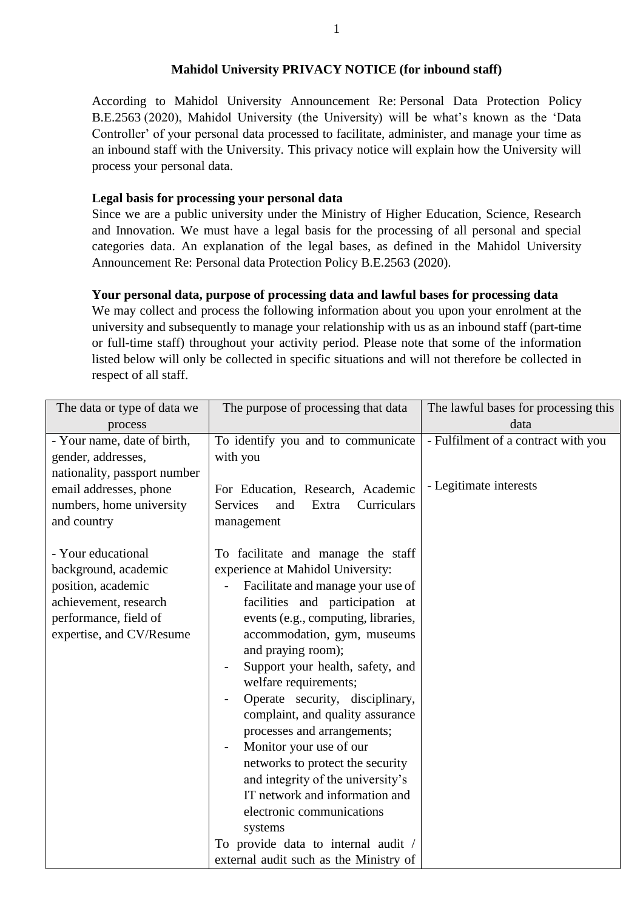# Mahidol University PRIVACY NOTICE (for inbound staff)

According to Mahidol University Announcement Re: Personal Data Protection Policy B.E.2563 (2020), Mahidol University (the University) will be what's known as the 'Data Controller' of your personal data processed to facilitate, administer, and manage your time as an inbound staff with the University. This privacy notice will explain how the University will process your personal data.

**Legal basis for processing your personal data**

Since we are a public university under the Ministry of Higher Education, Science, Research and Innovation. We must have a legal basis for the processing of all personal and special categories data. An explanation of the legal bases, as defined in the Mahidol University Announcement Re: Personal data Protection Policy B.E.2563 (2020).

**Your personal data, purpose of processing data and lawful bases for processing data**

We may collect and process the following information about you upon your enrolment at the university and subsequently to manage your relationship with us as an inbound staff (part-time or full-time staff) throughout your activity period. Please note that some of the information listed below will only be collected in specific situations and will not therefore be collected in respect of all staff.

| The data or type of data we process | The purpose of processing that data | The lawful bases for processing this data |
|---|---|---|
| - Your name, date of birth, gender, addresses, nationality, passport number email addresses, phone numbers, home university and country<br><br>- Your educational background, academic position, academic achievement, research performance, field of expertise, and CV/Resume | To identify you and to communicate with you<br><br>For Education, Research, Academic Services and Extra Curriculars management<br><br>To facilitate and manage the staff experience at Mahidol University:<br>- Facilitate and manage your use of facilities and participation at events (e.g., computing, libraries, accommodation, gym, museums and praying room);<br>- Support your health, safety, and welfare requirements;<br>- Operate security, disciplinary, complaint, and quality assurance processes and arrangements;<br>- Monitor your use of our networks to protect the security and integrity of the university's IT network and information and electronic communications systems<br><br>To provide data to internal audit / external audit such as the Ministry of | - Fulfilment of a contract with you<br><br>- Legitimate interests |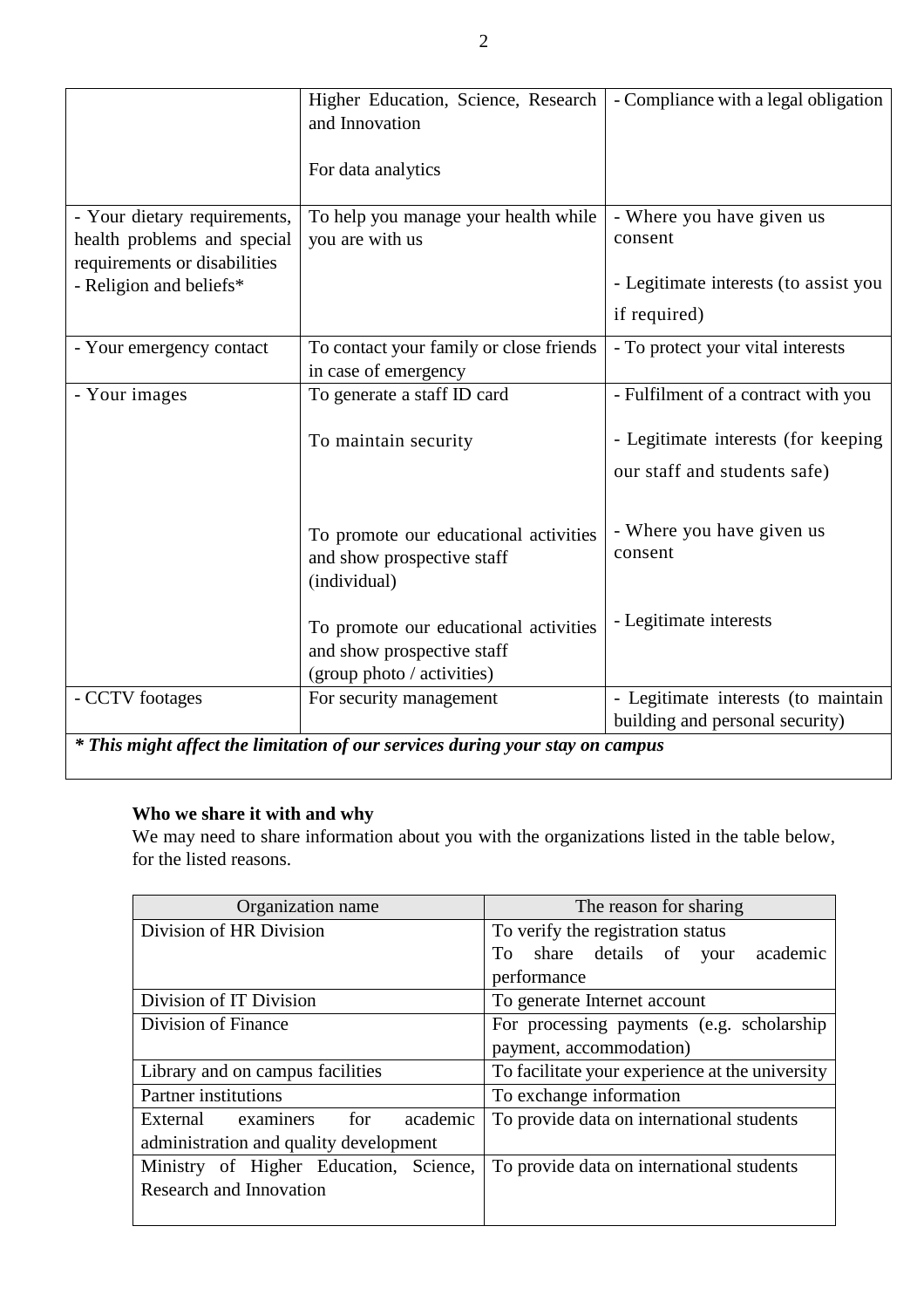| | | |
|---|---|---|
| | Higher Education, Science, Research and Innovation<br><br>For data analytics | - Compliance with a legal obligation |
| - Your dietary requirements, health problems and special requirements or disabilities<br>- Religion and beliefs* | To help you manage your health while you are with us | - Where you have given us consent<br><br>- Legitimate interests (to assist you if required) |
| - Your emergency contact | To contact your family or close friends in case of emergency | - To protect your vital interests |
| - Your images | To generate a staff ID card<br><br>To maintain security<br><br>To promote our educational activities and show prospective staff (individual)<br><br>To promote our educational activities and show prospective staff (group photo / activities) | - Fulfilment of a contract with you<br><br>- Legitimate interests (for keeping our staff and students safe)<br><br>- Where you have given us consent<br><br>- Legitimate interests |
| - CCTV footages | For security management | - Legitimate interests (to maintain building and personal security) |
| ***\* This might affect the limitation of our services during your stay on campus*** | | |

**Who we share it with and why**

We may need to share information about you with the organizations listed in the table below, for the listed reasons.

| Organization name | The reason for sharing |
|---|---|
| Division of HR Division | To verify the registration status<br>To share details of your academic performance |
| Division of IT Division | To generate Internet account |
| Division of Finance | For processing payments (e.g. scholarship payment, accommodation) |
| Library and on campus facilities | To facilitate your experience at the university |
| Partner institutions | To exchange information |
| External examiners for academic administration and quality development | To provide data on international students |
| Ministry of Higher Education, Science, Research and Innovation | To provide data on international students |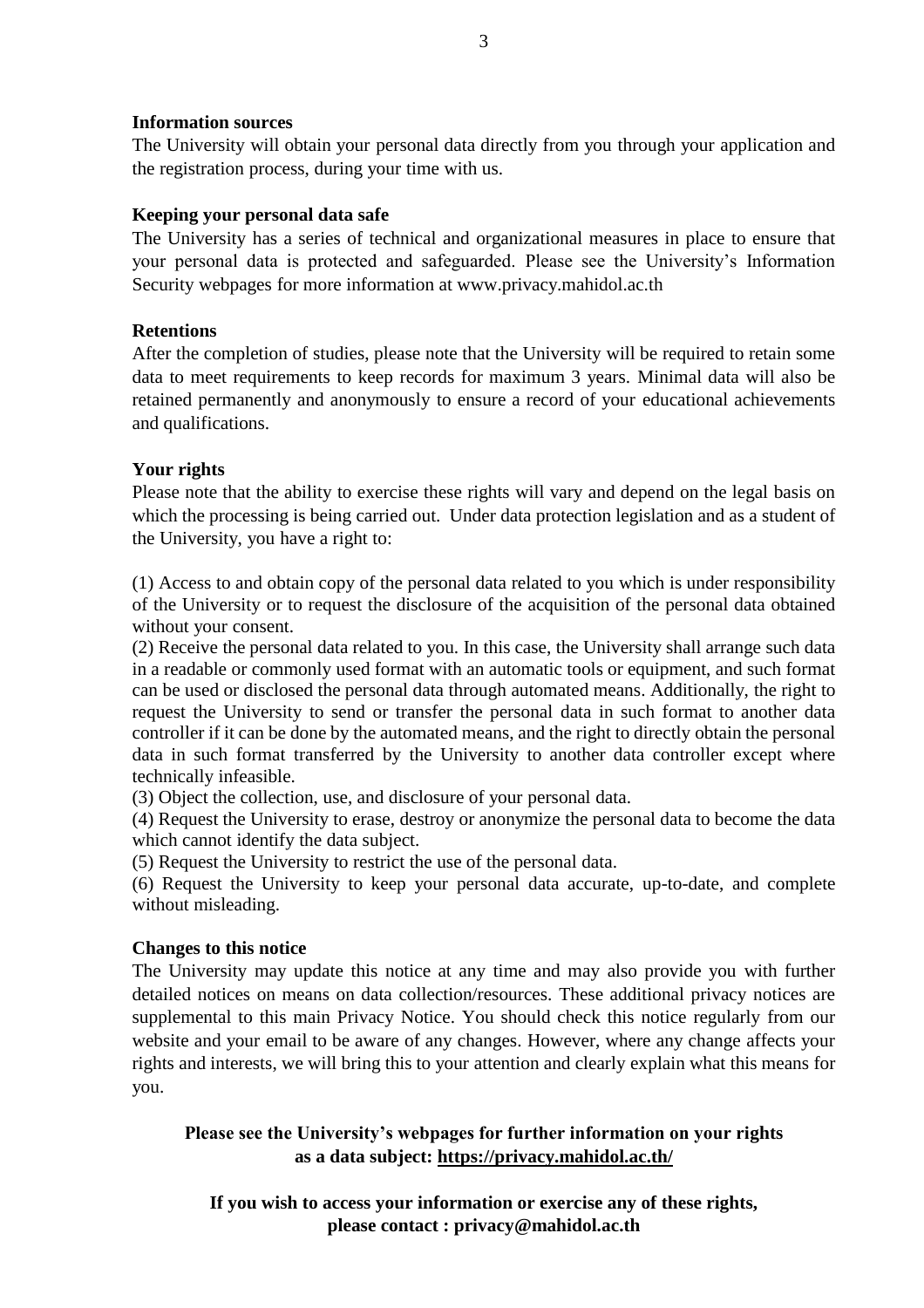### Information sources

The University will obtain your personal data directly from you through your application and the registration process, during your time with us.

### Keeping your personal data safe

The University has a series of technical and organizational measures in place to ensure that your personal data is protected and safeguarded. Please see the University's Information Security webpages for more information at www.privacy.mahidol.ac.th

### Retentions

After the completion of studies, please note that the University will be required to retain some data to meet requirements to keep records for maximum 3 years. Minimal data will also be retained permanently and anonymously to ensure a record of your educational achievements and qualifications.

### Your rights

Please note that the ability to exercise these rights will vary and depend on the legal basis on which the processing is being carried out. Under data protection legislation and as a student of the University, you have a right to:

(1) Access to and obtain copy of the personal data related to you which is under responsibility of the University or to request the disclosure of the acquisition of the personal data obtained without your consent.

(2) Receive the personal data related to you. In this case, the University shall arrange such data in a readable or commonly used format with an automatic tools or equipment, and such format can be used or disclosed the personal data through automated means. Additionally, the right to request the University to send or transfer the personal data in such format to another data controller if it can be done by the automated means, and the right to directly obtain the personal data in such format transferred by the University to another data controller except where technically infeasible.

(3) Object the collection, use, and disclosure of your personal data.

(4) Request the University to erase, destroy or anonymize the personal data to become the data which cannot identify the data subject.

(5) Request the University to restrict the use of the personal data.

(6) Request the University to keep your personal data accurate, up-to-date, and complete without misleading.

### Changes to this notice

The University may update this notice at any time and may also provide you with further detailed notices on means on data collection/resources. These additional privacy notices are supplemental to this main Privacy Notice. You should check this notice regularly from our website and your email to be aware of any changes. However, where any change affects your rights and interests, we will bring this to your attention and clearly explain what this means for you.

**Please see the University's webpages for further information on your rights as a data subject: https://privacy.mahidol.ac.th/**

**If you wish to access your information or exercise any of these rights, please contact : privacy@mahidol.ac.th**